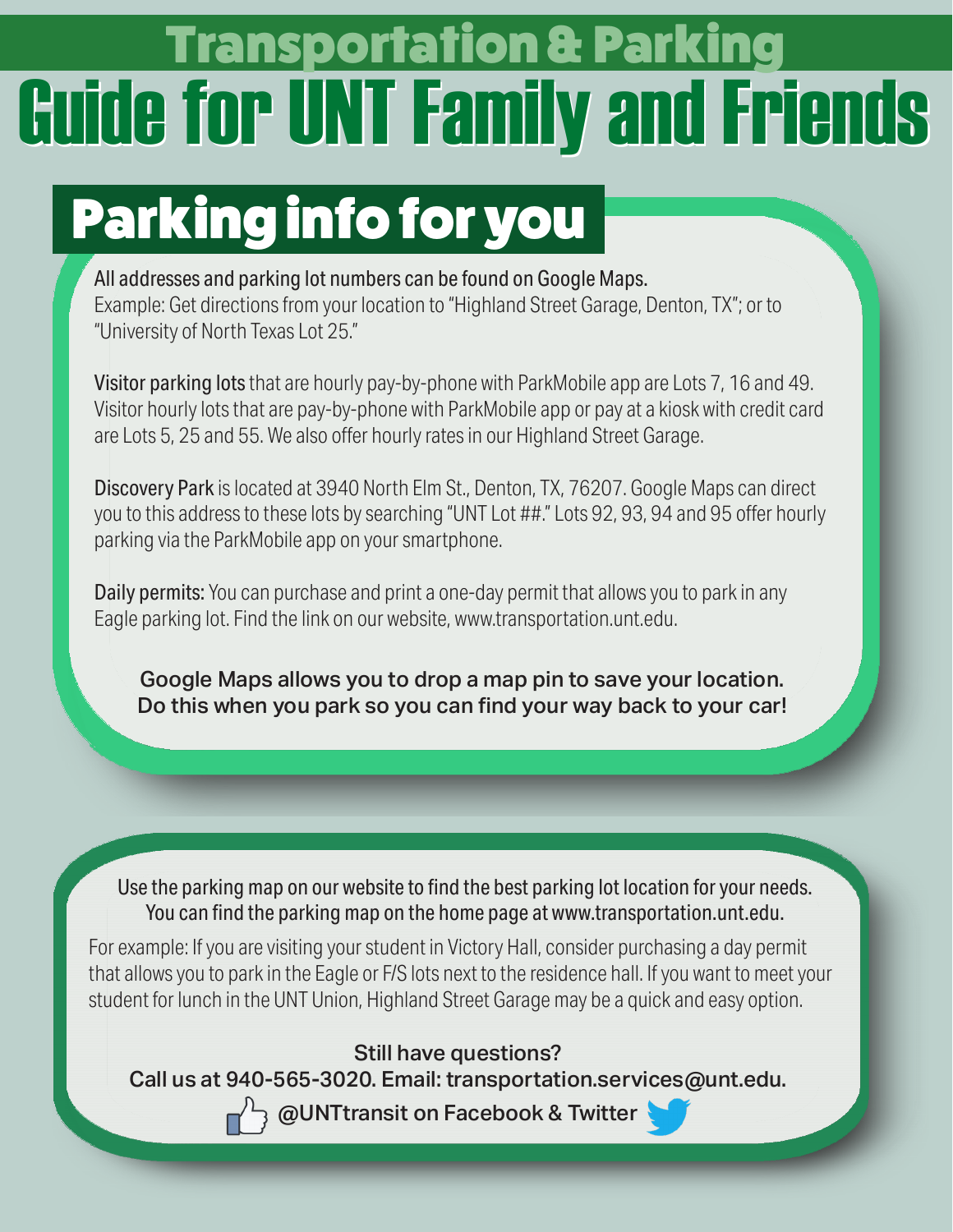# Transportation & Parking

# Guide for UNT Family and Friends

## Parking info for you

All addresses and parking lot numbers can be found on Google Maps.
Example: Get directions from your location to "Highland Street Garage, Denton, TX"; or to "University of North Texas Lot 25."

**Visitor parking lots** that are hourly pay-by-phone with ParkMobile app are Lots 7, 16 and 49. Visitor hourly lots that are pay-by-phone with ParkMobile app or pay at a kiosk with credit card are Lots 5, 25 and 55. We also offer hourly rates in our Highland Street Garage.

**Discovery Park** is located at 3940 North Elm St., Denton, TX, 76207. Google Maps can direct you to this address to these lots by searching "UNT Lot ##." Lots 92, 93, 94 and 95 offer hourly parking via the ParkMobile app on your smartphone.

**Daily permits:** You can purchase and print a one-day permit that allows you to park in any Eagle parking lot. Find the link on our website, www.transportation.unt.edu.

**Google Maps allows you to drop a map pin to save your location. Do this when you park so you can find your way back to your car!**

Use the parking map on our website to find the best parking lot location for your needs. You can find the parking map on the home page at www.transportation.unt.edu.

For example: If you are visiting your student in Victory Hall, consider purchasing a day permit that allows you to park in the Eagle or F/S lots next to the residence hall. If you want to meet your student for lunch in the UNT Union, Highland Street Garage may be a quick and easy option.

**Still have questions?**
**Call us at 940-565-3020. Email: transportation.services@unt.edu.**
**@UNTtransit on Facebook & Twitter**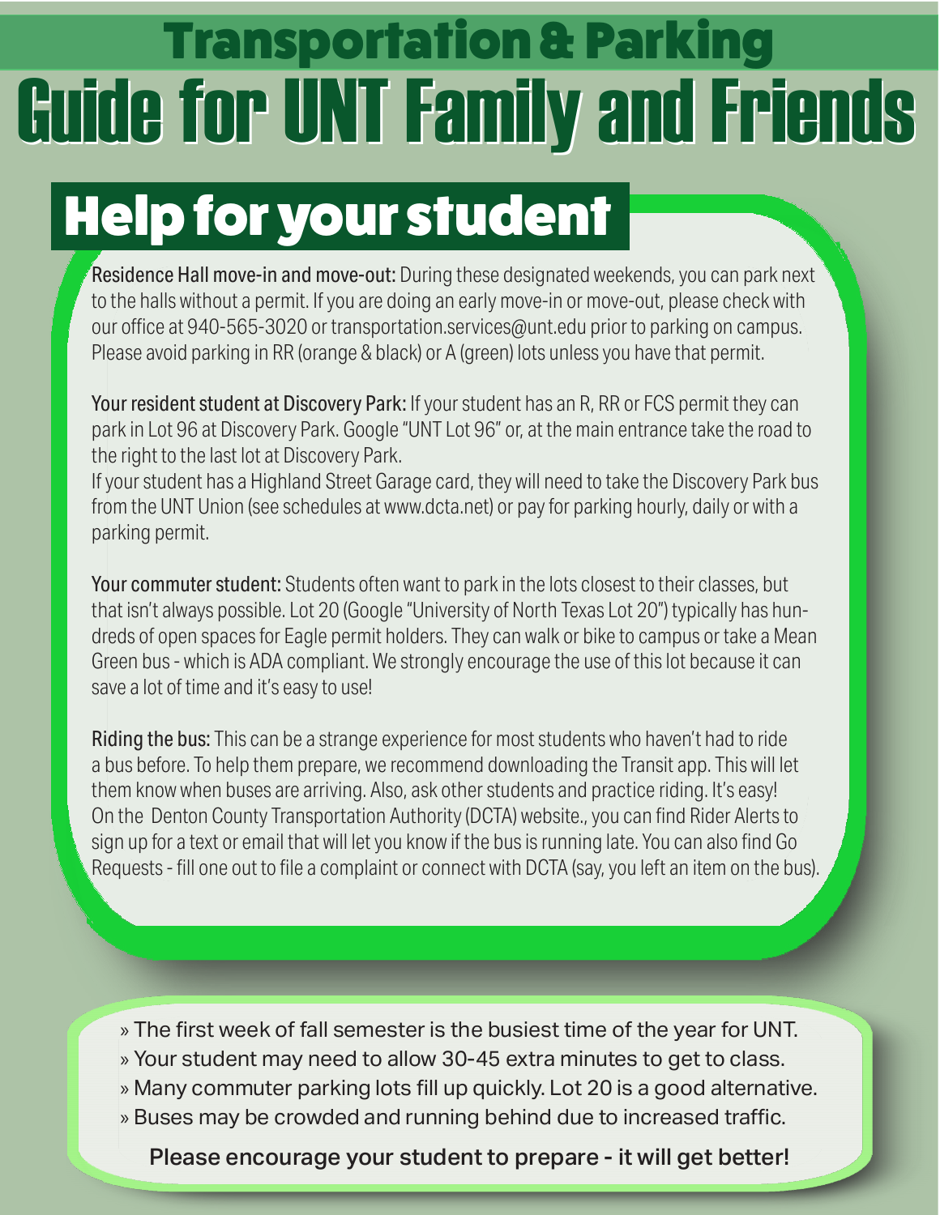# Transportation & Parking

# Guide for UNT Family and Friends

## Help for your student

**Residence Hall move-in and move-out:** During these designated weekends, you can park next to the halls without a permit. If you are doing an early move-in or move-out, please check with our office at 940-565-3020 or transportation.services@unt.edu prior to parking on campus. Please avoid parking in RR (orange & black) or A (green) lots unless you have that permit.

**Your resident student at Discovery Park:** If your student has an R, RR or FCS permit they can park in Lot 96 at Discovery Park. Google "UNT Lot 96" or, at the main entrance take the road to the right to the last lot at Discovery Park.
If your student has a Highland Street Garage card, they will need to take the Discovery Park bus from the UNT Union (see schedules at www.dcta.net) or pay for parking hourly, daily or with a parking permit.

**Your commuter student:** Students often want to park in the lots closest to their classes, but that isn't always possible. Lot 20 (Google "University of North Texas Lot 20") typically has hundreds of open spaces for Eagle permit holders. They can walk or bike to campus or take a Mean Green bus - which is ADA compliant. We strongly encourage the use of this lot because it can save a lot of time and it's easy to use!

**Riding the bus:** This can be a strange experience for most students who haven't had to ride a bus before. To help them prepare, we recommend downloading the Transit app. This will let them know when buses are arriving. Also, ask other students and practice riding. It's easy! On the Denton County Transportation Authority (DCTA) website., you can find Rider Alerts to sign up for a text or email that will let you know if the bus is running late. You can also find Go Requests - fill one out to file a complaint or connect with DCTA (say, you left an item on the bus).

- The first week of fall semester is the busiest time of the year for UNT.
- Your student may need to allow 30-45 extra minutes to get to class.
- Many commuter parking lots fill up quickly. Lot 20 is a good alternative.
- Buses may be crowded and running behind due to increased traffic.

**Please encourage your student to prepare - it will get better!**